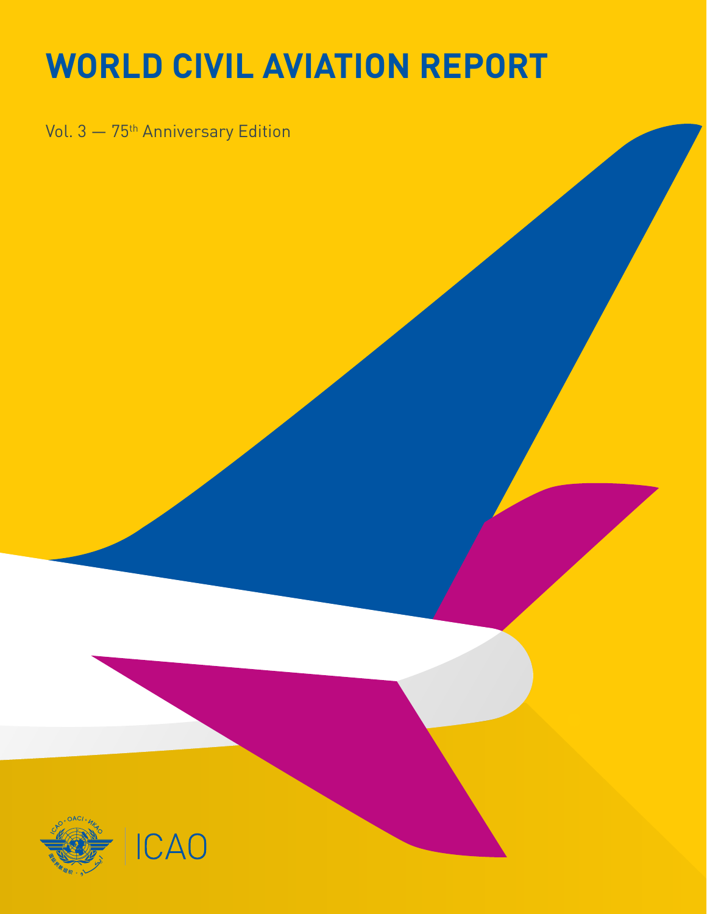# WORLD CIVIL AVIATION REPORT

Vol. 3 — 75th Anniversary Edition

ICAO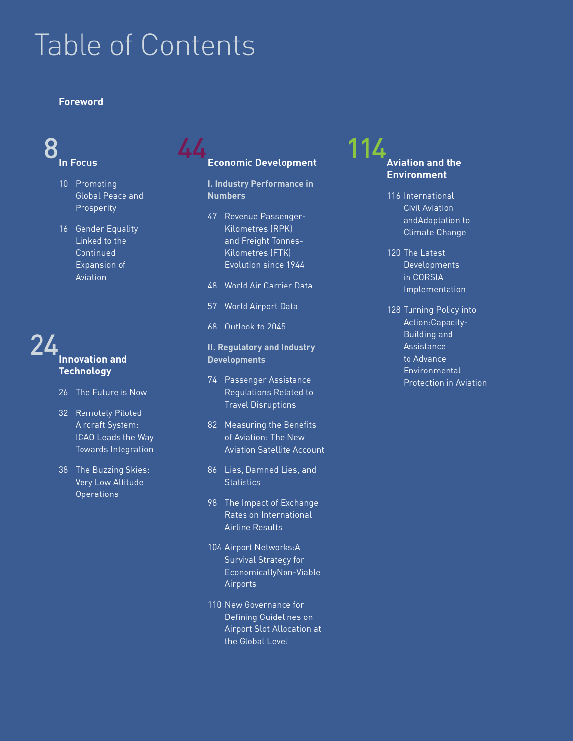# Table of Contents

**Foreword**

## 8 In Focus

10 Promoting Global Peace and Prosperity

16 Gender Equality Linked to the Continued Expansion of Aviation

## 24 Innovation and Technology

26 The Future is Now

32 Remotely Piloted Aircraft System: ICAO Leads the Way Towards Integration

38 The Buzzing Skies: Very Low Altitude Operations

## 44 Economic Development

### I. Industry Performance in Numbers

47 Revenue Passenger-Kilometres (RPK) and Freight Tonnes-Kilometres (FTK) Evolution since 1944

48 World Air Carrier Data

57 World Airport Data

68 Outlook to 2045

### II. Regulatory and Industry Developments

74 Passenger Assistance Regulations Related to Travel Disruptions

82 Measuring the Benefits of Aviation: The New Aviation Satellite Account

86 Lies, Damned Lies, and Statistics

98 The Impact of Exchange Rates on International Airline Results

104 Airport Networks:A Survival Strategy for EconomicallyNon-Viable Airports

110 New Governance for Defining Guidelines on Airport Slot Allocation at the Global Level

## 114 Aviation and the Environment

116 International Civil Aviation andAdaptation to Climate Change

120 The Latest Developments in CORSIA Implementation

128 Turning Policy into Action:Capacity-Building and Assistance to Advance Environmental Protection in Aviation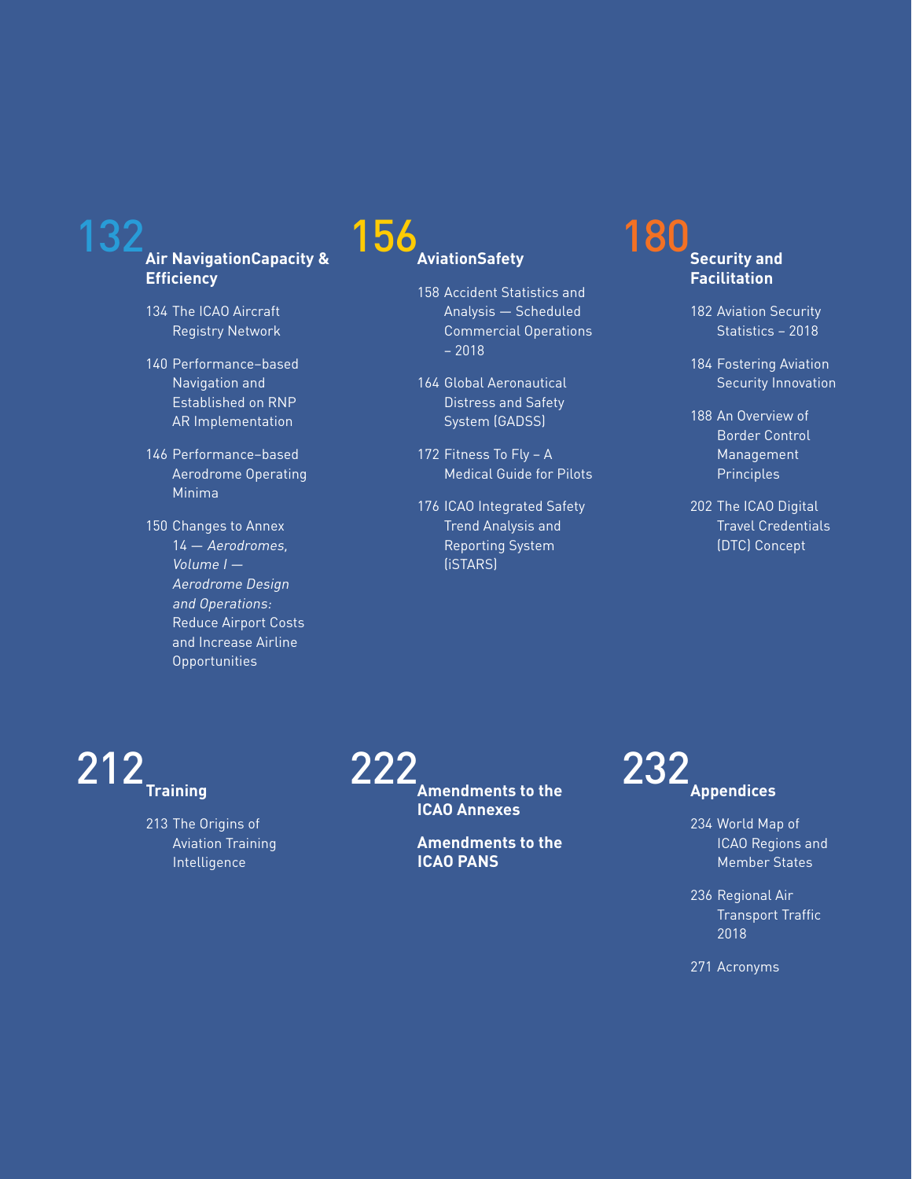## 132 Air NavigationCapacity & Efficiency

134 The ICAO Aircraft Registry Network

140 Performance–based Navigation and Established on RNP AR Implementation

146 Performance–based Aerodrome Operating Minima

150 Changes to Annex 14 — *Aerodromes, Volume I — Aerodrome Design and Operations:* Reduce Airport Costs and Increase Airline Opportunities

## 156 AviationSafety

158 Accident Statistics and Analysis — Scheduled Commercial Operations – 2018

164 Global Aeronautical Distress and Safety System (GADSS)

172 Fitness To Fly – A Medical Guide for Pilots

176 ICAO Integrated Safety Trend Analysis and Reporting System (iSTARS)

## 180 Security and Facilitation

182 Aviation Security Statistics – 2018

184 Fostering Aviation Security Innovation

188 An Overview of Border Control Management Principles

202 The ICAO Digital Travel Credentials (DTC) Concept

## 212 Training

213 The Origins of Aviation Training Intelligence

## 222 Amendments to the ICAO Annexes

**Amendments to the ICAO PANS**

## 232 Appendices

234 World Map of ICAO Regions and Member States

236 Regional Air Transport Traffic 2018

271 Acronyms